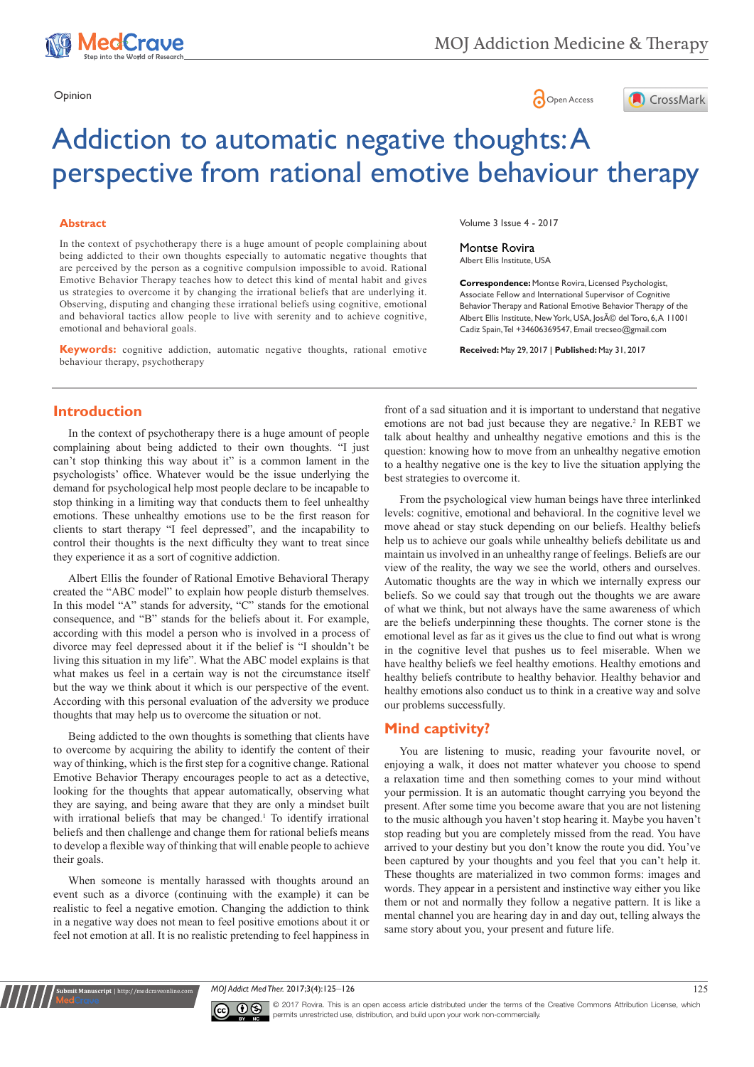Opinion

# Addiction to automatic negative thoughts: A perspective from rational emotive behaviour therapy

## Abstract

In the context of psychotherapy there is a huge amount of people complaining about being addicted to their own thoughts especially to automatic negative thoughts that are perceived by the person as a cognitive compulsion impossible to avoid. Rational Emotive Behavior Therapy teaches how to detect this kind of mental habit and gives us strategies to overcome it by changing the irrational beliefs that are underlying it. Observing, disputing and changing these irrational beliefs using cognitive, emotional and behavioral tactics allow people to live with serenity and to achieve cognitive, emotional and behavioral goals.

**Keywords:** cognitive addiction, automatic negative thoughts, rational emotive behaviour therapy, psychotherapy

Volume 3 Issue 4 - 2017

Montse Rovira
Albert Ellis Institute, USA

**Correspondence:** Montse Rovira, Licensed Psychologist, Associate Fellow and International Supervisor of Cognitive Behavior Therapy and Rational Emotive Behavior Therapy of the Albert Ellis Institute, New York, USA, JosÃ© del Toro, 6, A 11001 Cadiz Spain, Tel +34606369547, Email trecseo@gmail.com

**Received:** May 29, 2017 | **Published:** May 31, 2017

## Introduction

In the context of psychotherapy there is a huge amount of people complaining about being addicted to their own thoughts. "I just can't stop thinking this way about it" is a common lament in the psychologists' office. Whatever would be the issue underlying the demand for psychological help most people declare to be incapable to stop thinking in a limiting way that conducts them to feel unhealthy emotions. These unhealthy emotions use to be the first reason for clients to start therapy "I feel depressed", and the incapability to control their thoughts is the next difficulty they want to treat since they experience it as a sort of cognitive addiction.

Albert Ellis the founder of Rational Emotive Behavioral Therapy created the "ABC model" to explain how people disturb themselves. In this model "A" stands for adversity, "C" stands for the emotional consequence, and "B" stands for the beliefs about it. For example, according with this model a person who is involved in a process of divorce may feel depressed about it if the belief is "I shouldn't be living this situation in my life". What the ABC model explains is that what makes us feel in a certain way is not the circumstance itself but the way we think about it which is our perspective of the event. According with this personal evaluation of the adversity we produce thoughts that may help us to overcome the situation or not.

Being addicted to the own thoughts is something that clients have to overcome by acquiring the ability to identify the content of their way of thinking, which is the first step for a cognitive change. Rational Emotive Behavior Therapy encourages people to act as a detective, looking for the thoughts that appear automatically, observing what they are saying, and being aware that they are only a mindset built with irrational beliefs that may be changed.[1] To identify irrational beliefs and then challenge and change them for rational beliefs means to develop a flexible way of thinking that will enable people to achieve their goals.

When someone is mentally harassed with thoughts around an event such as a divorce (continuing with the example) it can be realistic to feel a negative emotion. Changing the addiction to think in a negative way does not mean to feel positive emotions about it or feel not emotion at all. It is no realistic pretending to feel happiness in front of a sad situation and it is important to understand that negative emotions are not bad just because they are negative.[2] In REBT we talk about healthy and unhealthy negative emotions and this is the question: knowing how to move from an unhealthy negative emotion to a healthy negative one is the key to live the situation applying the best strategies to overcome it.

From the psychological view human beings have three interlinked levels: cognitive, emotional and behavioral. In the cognitive level we move ahead or stay stuck depending on our beliefs. Healthy beliefs help us to achieve our goals while unhealthy beliefs debilitate us and maintain us involved in an unhealthy range of feelings. Beliefs are our view of the reality, the way we see the world, others and ourselves. Automatic thoughts are the way in which we internally express our beliefs. So we could say that trough out the thoughts we are aware of what we think, but not always have the same awareness of which are the beliefs underpinning these thoughts. The corner stone is the emotional level as far as it gives us the clue to find out what is wrong in the cognitive level that pushes us to feel miserable. When we have healthy beliefs we feel healthy emotions. Healthy emotions and healthy beliefs contribute to healthy behavior. Healthy behavior and healthy emotions also conduct us to think in a creative way and solve our problems successfully.

## Mind captivity?

You are listening to music, reading your favourite novel, or enjoying a walk, it does not matter whatever you choose to spend a relaxation time and then something comes to your mind without your permission. It is an automatic thought carrying you beyond the present. After some time you become aware that you are not listening to the music although you haven't stop hearing it. Maybe you haven't stop reading but you are completely missed from the read. You have arrived to your destiny but you don't know the route you did. You've been captured by your thoughts and you feel that you can't help it. These thoughts are materialized in two common forms: images and words. They appear in a persistent and instinctive way either you like them or not and normally they follow a negative pattern. It is like a mental channel you are hearing day in and day out, telling always the same story about you, your present and future life.

© 2017 Rovira. This is an open access article distributed under the terms of the Creative Commons Attribution License, which permits unrestricted use, distribution, and build upon your work non-commercially.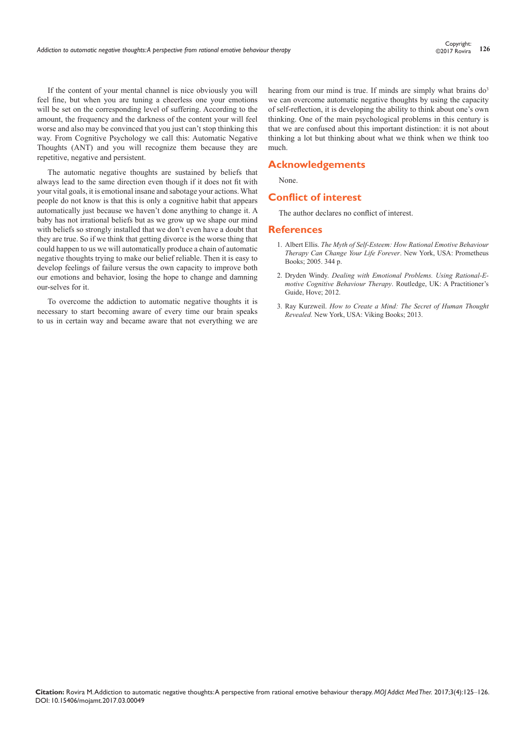If the content of your mental channel is nice obviously you will feel fine, but when you are tuning a cheerless one your emotions will be set on the corresponding level of suffering. According to the amount, the frequency and the darkness of the content your will feel worse and also may be convinced that you just can't stop thinking this way. From Cognitive Psychology we call this: Automatic Negative Thoughts (ANT) and you will recognize them because they are repetitive, negative and persistent.

The automatic negative thoughts are sustained by beliefs that always lead to the same direction even though if it does not fit with your vital goals, it is emotional insane and sabotage your actions. What people do not know is that this is only a cognitive habit that appears automatically just because we haven't done anything to change it. A baby has not irrational beliefs but as we grow up we shape our mind with beliefs so strongly installed that we don't even have a doubt that they are true. So if we think that getting divorce is the worse thing that could happen to us we will automatically produce a chain of automatic negative thoughts trying to make our belief reliable. Then it is easy to develop feelings of failure versus the own capacity to improve both our emotions and behavior, losing the hope to change and damning our-selves for it.

To overcome the addiction to automatic negative thoughts it is necessary to start becoming aware of every time our brain speaks to us in certain way and became aware that not everything we are hearing from our mind is true. If minds are simply what brains do[3] we can overcome automatic negative thoughts by using the capacity of self-reflection, it is developing the ability to think about one's own thinking. One of the main psychological problems in this century is that we are confused about this important distinction: it is not about thinking a lot but thinking about what we think when we think too much.

## Acknowledgements

None.

## Conflict of interest

The author declares no conflict of interest.

## References

1. Albert Ellis. *The Myth of Self-Esteem: How Rational Emotive Behaviour Therapy Can Change Your Life Forever*. New York, USA: Prometheus Books; 2005. 344 p.
2. Dryden Windy. *Dealing with Emotional Problems. Using Rational-Emotive Cognitive Behaviour Therapy*. Routledge, UK: A Practitioner's Guide, Hove; 2012.
3. Ray Kurzweil. *How to Create a Mind: The Secret of Human Thought Revealed.* New York, USA: Viking Books; 2013.